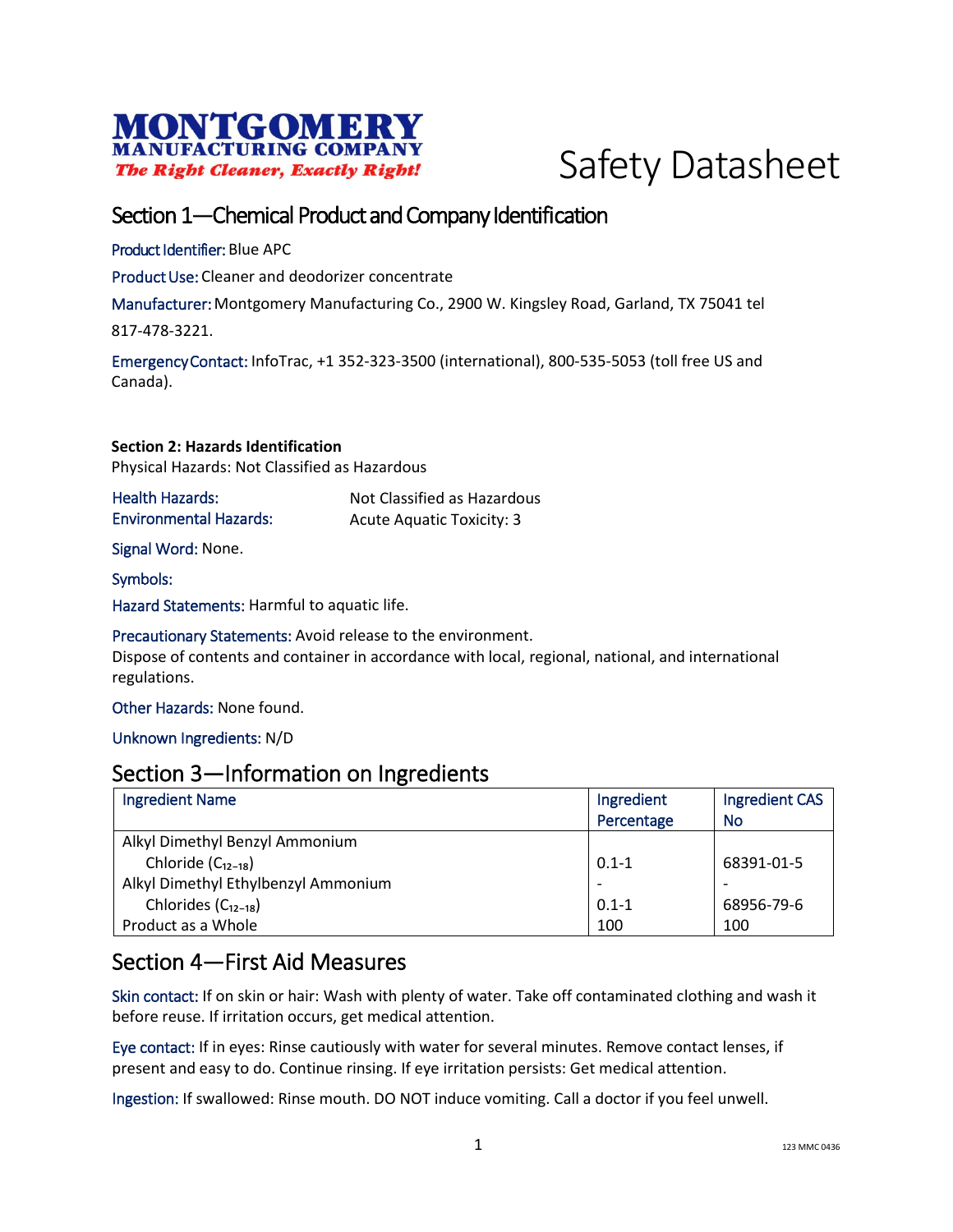**MONTGOMERY**
**MANUFACTURING COMPANY**
***The Right Cleaner, Exactly Right!***

# Safety Datasheet

## Section 1—Chemical Product and Company Identification

Product Identifier: Blue APC

Product Use: Cleaner and deodorizer concentrate

Manufacturer: Montgomery Manufacturing Co., 2900 W. Kingsley Road, Garland, TX 75041 tel 817-478-3221.

Emergency Contact: InfoTrac, +1 352-323-3500 (international), 800-535-5053 (toll free US and Canada).

**Section 2: Hazards Identification**

Physical Hazards: Not Classified as Hazardous

| | |
|---|---|
| Health Hazards: | Not Classified as Hazardous |
| Environmental Hazards: | Acute Aquatic Toxicity: 3 |

Signal Word: None.

Symbols:

Hazard Statements: Harmful to aquatic life.

Precautionary Statements: Avoid release to the environment.
Dispose of contents and container in accordance with local, regional, national, and international regulations.

Other Hazards: None found.

Unknown Ingredients: N/D

## Section 3—Information on Ingredients

| Ingredient Name | Ingredient Percentage | Ingredient CAS No |
|---|---|---|
| Alkyl Dimethyl Benzyl Ammonium Chloride ($C_{12-18}$) | 0.1-1 | 68391-01-5 |
| Alkyl Dimethyl Ethylbenzyl Ammonium Chlorides ($C_{12-18}$) | - 0.1-1 | - 68956-79-6 |
| Product as a Whole | 100 | 100 |

## Section 4—First Aid Measures

Skin contact: If on skin or hair: Wash with plenty of water. Take off contaminated clothing and wash it before reuse. If irritation occurs, get medical attention.

Eye contact: If in eyes: Rinse cautiously with water for several minutes. Remove contact lenses, if present and easy to do. Continue rinsing. If eye irritation persists: Get medical attention.

Ingestion: If swallowed: Rinse mouth. DO NOT induce vomiting. Call a doctor if you feel unwell.

123 MMC 0436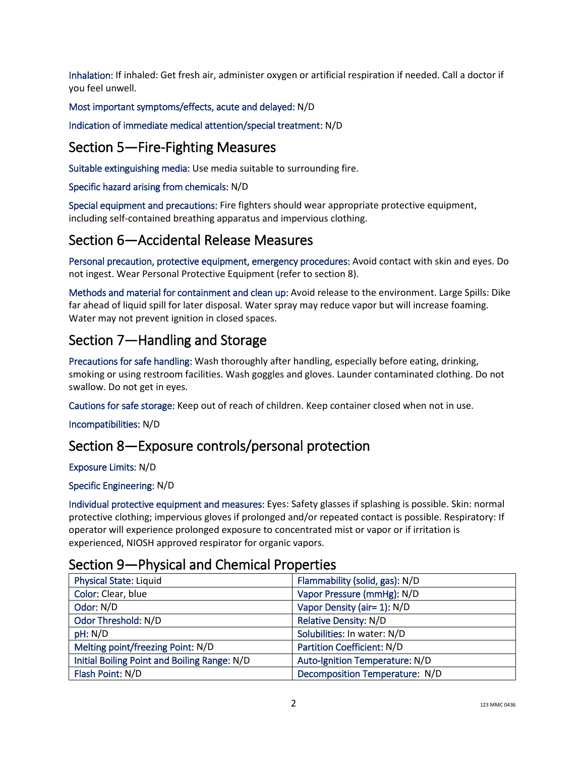**Inhalation:** If inhaled: Get fresh air, administer oxygen or artificial respiration if needed. Call a doctor if you feel unwell.

**Most important symptoms/effects, acute and delayed:** N/D

**Indication of immediate medical attention/special treatment:** N/D

## Section 5—Fire-Fighting Measures

**Suitable extinguishing media:** Use media suitable to surrounding fire.

**Specific hazard arising from chemicals:** N/D

**Special equipment and precautions:** Fire fighters should wear appropriate protective equipment, including self-contained breathing apparatus and impervious clothing.

## Section 6—Accidental Release Measures

**Personal precaution, protective equipment, emergency procedures:** Avoid contact with skin and eyes. Do not ingest. Wear Personal Protective Equipment (refer to section 8).

**Methods and material for containment and clean up:** Avoid release to the environment. Large Spills: Dike far ahead of liquid spill for later disposal. Water spray may reduce vapor but will increase foaming. Water may not prevent ignition in closed spaces.

## Section 7—Handling and Storage

**Precautions for safe handling:** Wash thoroughly after handling, especially before eating, drinking, smoking or using restroom facilities. Wash goggles and gloves. Launder contaminated clothing. Do not swallow. Do not get in eyes.

**Cautions for safe storage:** Keep out of reach of children. Keep container closed when not in use.

**Incompatibilities:** N/D

## Section 8—Exposure controls/personal protection

**Exposure Limits:** N/D

**Specific Engineering:** N/D

**Individual protective equipment and measures:** Eyes: Safety glasses if splashing is possible. Skin: normal protective clothing; impervious gloves if prolonged and/or repeated contact is possible. Respiratory: If operator will experience prolonged exposure to concentrated mist or vapor or if irritation is experienced, NIOSH approved respirator for organic vapors.

## Section 9—Physical and Chemical Properties

| | |
|---|---|
| Physical State: Liquid | Flammability (solid, gas): N/D |
| Color: Clear, blue | Vapor Pressure (mmHg): N/D |
| Odor: N/D | Vapor Density (air= 1): N/D |
| Odor Threshold: N/D | Relative Density: N/D |
| pH: N/D | Solubilities: In water: N/D |
| Melting point/freezing Point: N/D | Partition Coefficient: N/D |
| Initial Boiling Point and Boiling Range: N/D | Auto-Ignition Temperature: N/D |
| Flash Point: N/D | Decomposition Temperature: N/D |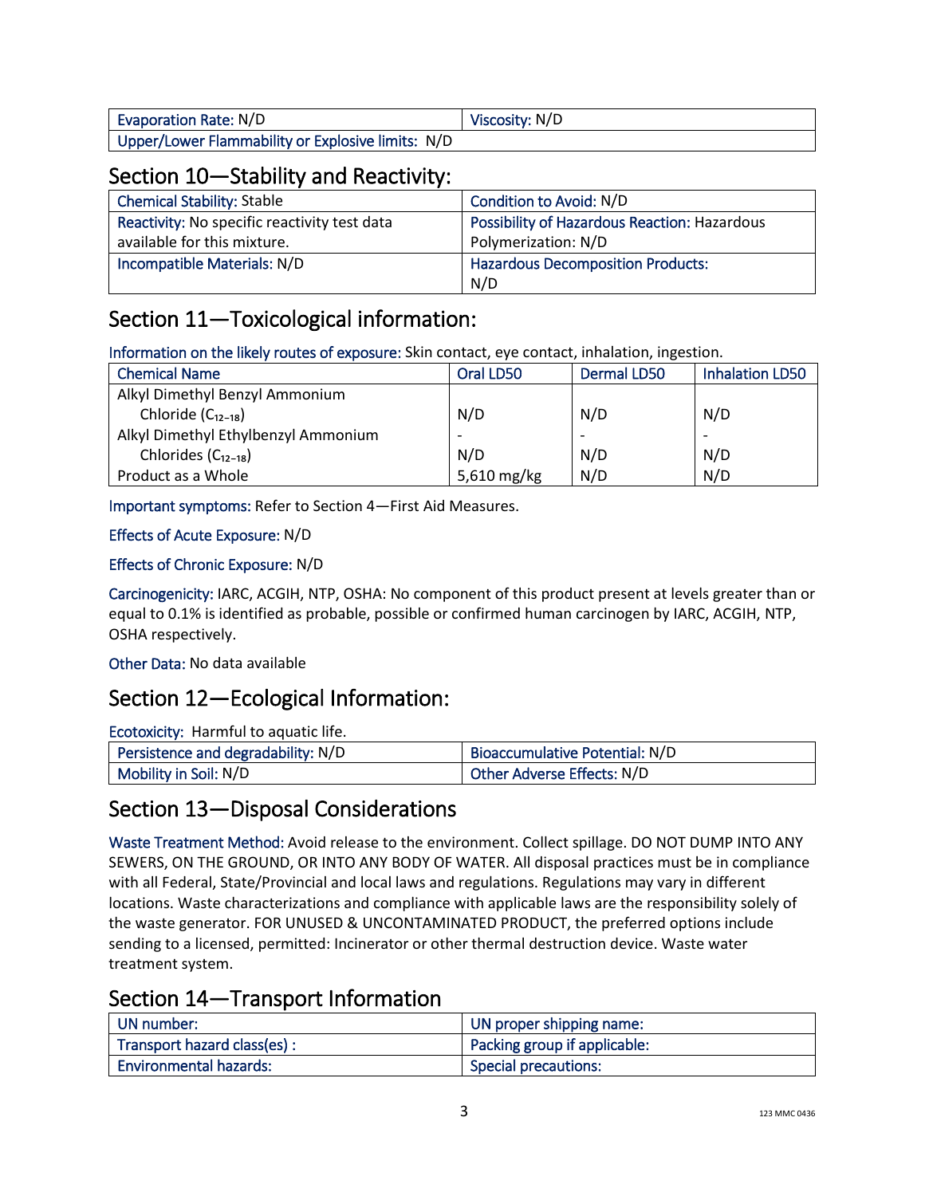| Evaporation Rate: N/D | Viscosity: N/D |
| --- | --- |
| Upper/Lower Flammability or Explosive limits: N/D | |

## Section 10—Stability and Reactivity:

| Chemical Stability: Stable | Condition to Avoid: N/D |
| --- | --- |
| Reactivity: No specific reactivity test data available for this mixture. | Possibility of Hazardous Reaction: Hazardous Polymerization: N/D |
| Incompatible Materials: N/D | Hazardous Decomposition Products: N/D |

## Section 11—Toxicological information:

Information on the likely routes of exposure: Skin contact, eye contact, inhalation, ingestion.

| Chemical Name | Oral LD50 | Dermal LD50 | Inhalation LD50 |
| --- | --- | --- | --- |
| Alkyl Dimethyl Benzyl Ammonium Chloride ($C_{12-18}$) | N/D | N/D | N/D |
| Alkyl Dimethyl Ethylbenzyl Ammonium Chlorides ($C_{12-18}$) | - N/D | - N/D | - N/D |
| Product as a Whole | 5,610 mg/kg | N/D | N/D |

Important symptoms: Refer to Section 4—First Aid Measures.

Effects of Acute Exposure: N/D

Effects of Chronic Exposure: N/D

Carcinogenicity: IARC, ACGIH, NTP, OSHA: No component of this product present at levels greater than or equal to 0.1% is identified as probable, possible or confirmed human carcinogen by IARC, ACGIH, NTP, OSHA respectively.

Other Data: No data available

## Section 12—Ecological Information:

Ecotoxicity: Harmful to aquatic life.

| Persistence and degradability: N/D | Bioaccumulative Potential: N/D |
| --- | --- |
| Mobility in Soil: N/D | Other Adverse Effects: N/D |

## Section 13—Disposal Considerations

Waste Treatment Method: Avoid release to the environment. Collect spillage. DO NOT DUMP INTO ANY SEWERS, ON THE GROUND, OR INTO ANY BODY OF WATER. All disposal practices must be in compliance with all Federal, State/Provincial and local laws and regulations. Regulations may vary in different locations. Waste characterizations and compliance with applicable laws are the responsibility solely of the waste generator. FOR UNUSED & UNCONTAMINATED PRODUCT, the preferred options include sending to a licensed, permitted: Incinerator or other thermal destruction device. Waste water treatment system.

## Section 14—Transport Information

| UN number: | UN proper shipping name: |
| --- | --- |
| Transport hazard class(es) : | Packing group if applicable: |
| Environmental hazards: | Special precautions: |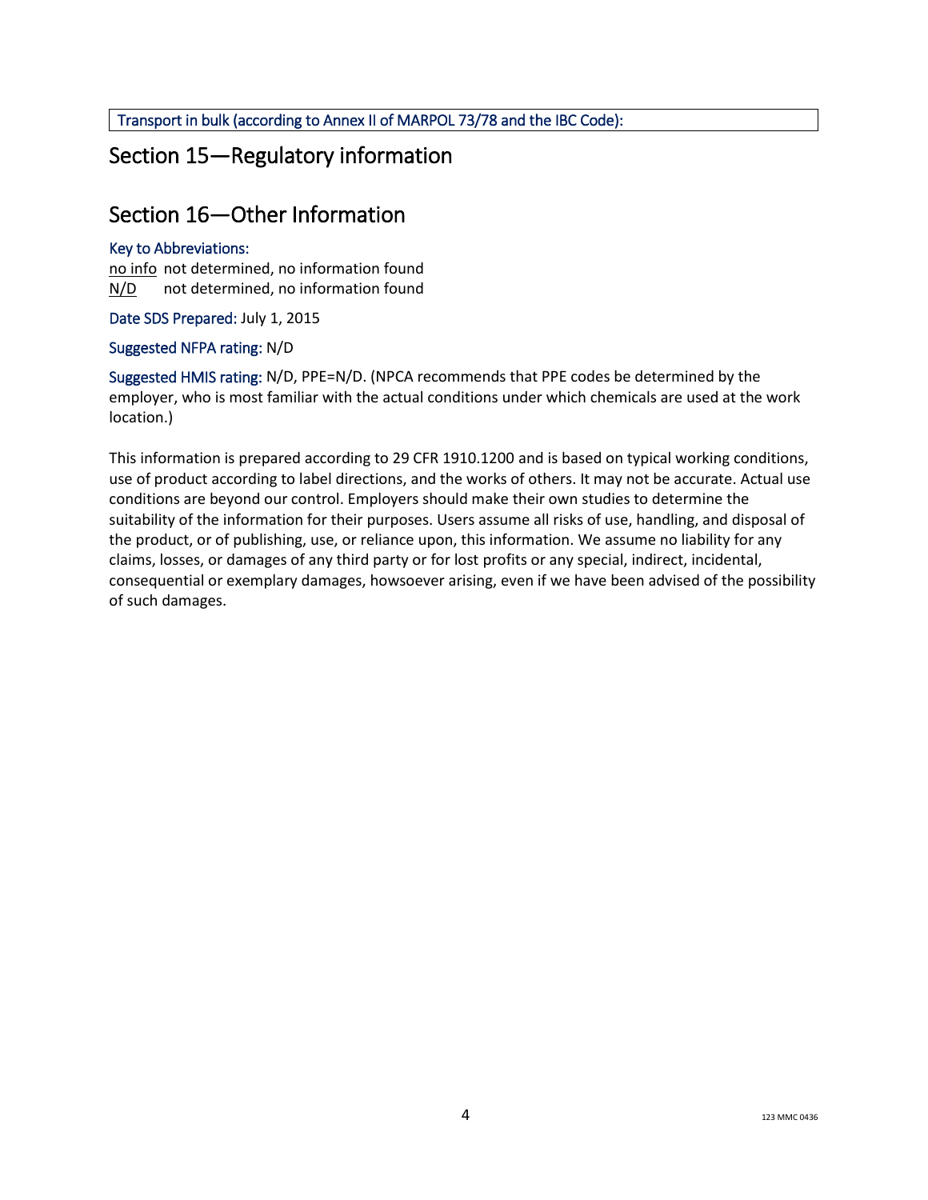Transport in bulk (according to Annex II of MARPOL 73/78 and the IBC Code):

## Section 15—Regulatory information

## Section 16—Other Information

**Key to Abbreviations:**

no info not determined, no information found
N/D not determined, no information found

**Date SDS Prepared:** July 1, 2015

**Suggested NFPA rating:** N/D

**Suggested HMIS rating:** N/D, PPE=N/D. (NPCA recommends that PPE codes be determined by the employer, who is most familiar with the actual conditions under which chemicals are used at the work location.)

This information is prepared according to 29 CFR 1910.1200 and is based on typical working conditions, use of product according to label directions, and the works of others. It may not be accurate. Actual use conditions are beyond our control. Employers should make their own studies to determine the suitability of the information for their purposes. Users assume all risks of use, handling, and disposal of the product, or of publishing, use, or reliance upon, this information. We assume no liability for any claims, losses, or damages of any third party or for lost profits or any special, indirect, incidental, consequential or exemplary damages, howsoever arising, even if we have been advised of the possibility of such damages.